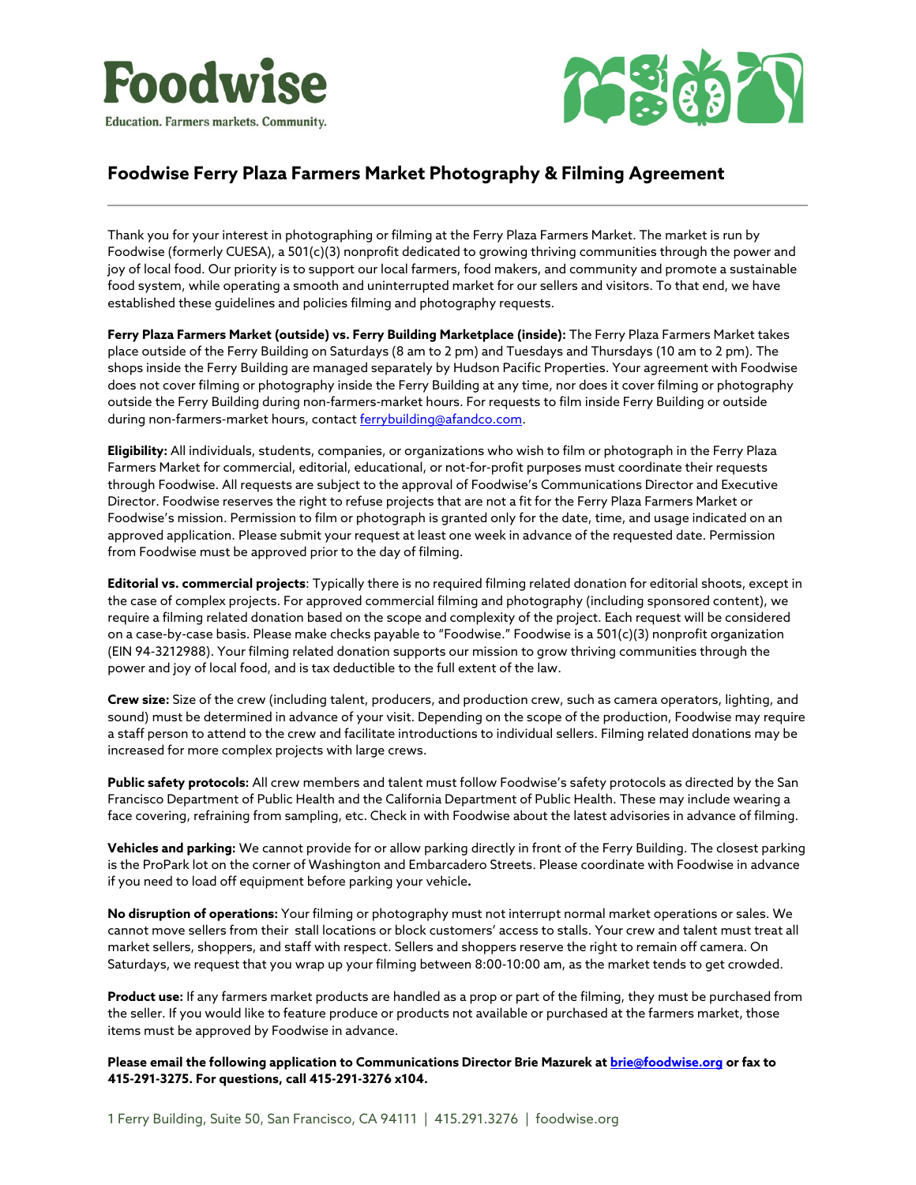**Foodwise**

Education. Farmers markets. Community.

# Foodwise Ferry Plaza Farmers Market Photography & Filming Agreement

Thank you for your interest in photographing or filming at the Ferry Plaza Farmers Market. The market is run by Foodwise (formerly CUESA), a 501(c)(3) nonprofit dedicated to growing thriving communities through the power and joy of local food. Our priority is to support our local farmers, food makers, and community and promote a sustainable food system, while operating a smooth and uninterrupted market for our sellers and visitors. To that end, we have established these guidelines and policies filming and photography requests.

**Ferry Plaza Farmers Market (outside) vs. Ferry Building Marketplace (inside):** The Ferry Plaza Farmers Market takes place outside of the Ferry Building on Saturdays (8 am to 2 pm) and Tuesdays and Thursdays (10 am to 2 pm). The shops inside the Ferry Building are managed separately by Hudson Pacific Properties. Your agreement with Foodwise does not cover filming or photography inside the Ferry Building at any time, nor does it cover filming or photography outside the Ferry Building during non-farmers-market hours. For requests to film inside Ferry Building or outside during non-farmers-market hours, contact ferrybuilding@afandco.com.

**Eligibility:** All individuals, students, companies, or organizations who wish to film or photograph in the Ferry Plaza Farmers Market for commercial, editorial, educational, or not-for-profit purposes must coordinate their requests through Foodwise. All requests are subject to the approval of Foodwise's Communications Director and Executive Director. Foodwise reserves the right to refuse projects that are not a fit for the Ferry Plaza Farmers Market or Foodwise's mission. Permission to film or photograph is granted only for the date, time, and usage indicated on an approved application. Please submit your request at least one week in advance of the requested date. Permission from Foodwise must be approved prior to the day of filming.

**Editorial vs. commercial projects**: Typically there is no required filming related donation for editorial shoots, except in the case of complex projects. For approved commercial filming and photography (including sponsored content), we require a filming related donation based on the scope and complexity of the project. Each request will be considered on a case-by-case basis. Please make checks payable to "Foodwise." Foodwise is a 501(c)(3) nonprofit organization (EIN 94-3212988). Your filming related donation supports our mission to grow thriving communities through the power and joy of local food, and is tax deductible to the full extent of the law.

**Crew size:** Size of the crew (including talent, producers, and production crew, such as camera operators, lighting, and sound) must be determined in advance of your visit. Depending on the scope of the production, Foodwise may require a staff person to attend to the crew and facilitate introductions to individual sellers. Filming related donations may be increased for more complex projects with large crews.

**Public safety protocols:** All crew members and talent must follow Foodwise's safety protocols as directed by the San Francisco Department of Public Health and the California Department of Public Health. These may include wearing a face covering, refraining from sampling, etc. Check in with Foodwise about the latest advisories in advance of filming.

**Vehicles and parking:** We cannot provide for or allow parking directly in front of the Ferry Building. The closest parking is the ProPark lot on the corner of Washington and Embarcadero Streets. Please coordinate with Foodwise in advance if you need to load off equipment before parking your vehicle**.**

**No disruption of operations:** Your filming or photography must not interrupt normal market operations or sales. We cannot move sellers from their stall locations or block customers' access to stalls. Your crew and talent must treat all market sellers, shoppers, and staff with respect. Sellers and shoppers reserve the right to remain off camera. On Saturdays, we request that you wrap up your filming between 8:00-10:00 am, as the market tends to get crowded.

**Product use:** If any farmers market products are handled as a prop or part of the filming, they must be purchased from the seller. If you would like to feature produce or products not available or purchased at the farmers market, those items must be approved by Foodwise in advance.

**Please email the following application to Communications Director Brie Mazurek at brie@foodwise.org or fax to 415-291-3275. For questions, call 415-291-3276 x104.**

1 Ferry Building, Suite 50, San Francisco, CA 94111 | 415.291.3276 | foodwise.org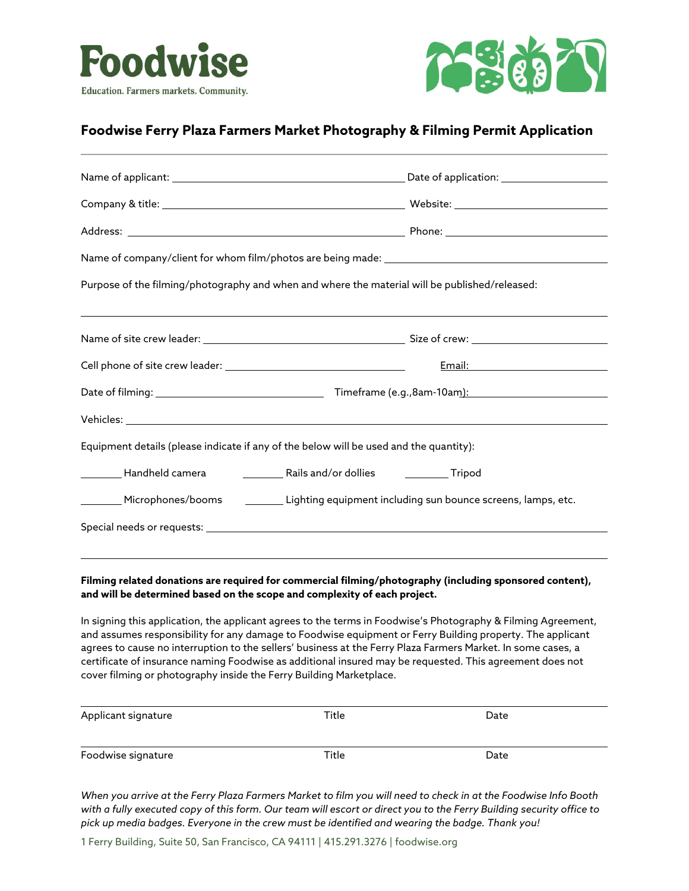Foodwise

Education. Farmers markets. Community.

## Foodwise Ferry Plaza Farmers Market Photography & Filming Permit Application

Name of applicant: ____________________ Date of application: ____________

Company & title: ____________________ Website: ____________

Address: ____________________ Phone: ____________

Name of company/client for whom film/photos are being made: ____________________

Purpose of the filming/photography and when and where the material will be published/released:

____________________________________________

Name of site crew leader: ____________________ Size of crew: ____________

Cell phone of site crew leader: ____________________ Email: ____________

Date of filming: ____________ Timeframe (e.g.,8am-10am): ____________

Vehicles: ____________________________________________

Equipment details (please indicate if any of the below will be used and the quantity):

_______ Handheld camera _______ Rails and/or dollies _______ Tripod

_______ Microphones/booms _______ Lighting equipment including sun bounce screens, lamps, etc.

Special needs or requests: ____________________________________________

____________________________________________

**Filming related donations are required for commercial filming/photography (including sponsored content), and will be determined based on the scope and complexity of each project.**

In signing this application, the applicant agrees to the terms in Foodwise's Photography & Filming Agreement, and assumes responsibility for any damage to Foodwise equipment or Ferry Building property. The applicant agrees to cause no interruption to the sellers' business at the Ferry Plaza Farmers Market. In some cases, a certificate of insurance naming Foodwise as additional insured may be requested. This agreement does not cover filming or photography inside the Ferry Building Marketplace.

Applicant signature ____________ Title ____________ Date ____________

Foodwise signature ____________ Title ____________ Date ____________

*When you arrive at the Ferry Plaza Farmers Market to film you will need to check in at the Foodwise Info Booth with a fully executed copy of this form. Our team will escort or direct you to the Ferry Building security office to pick up media badges. Everyone in the crew must be identified and wearing the badge. Thank you!*

1 Ferry Building, Suite 50, San Francisco, CA 94111 | 415.291.3276 | foodwise.org